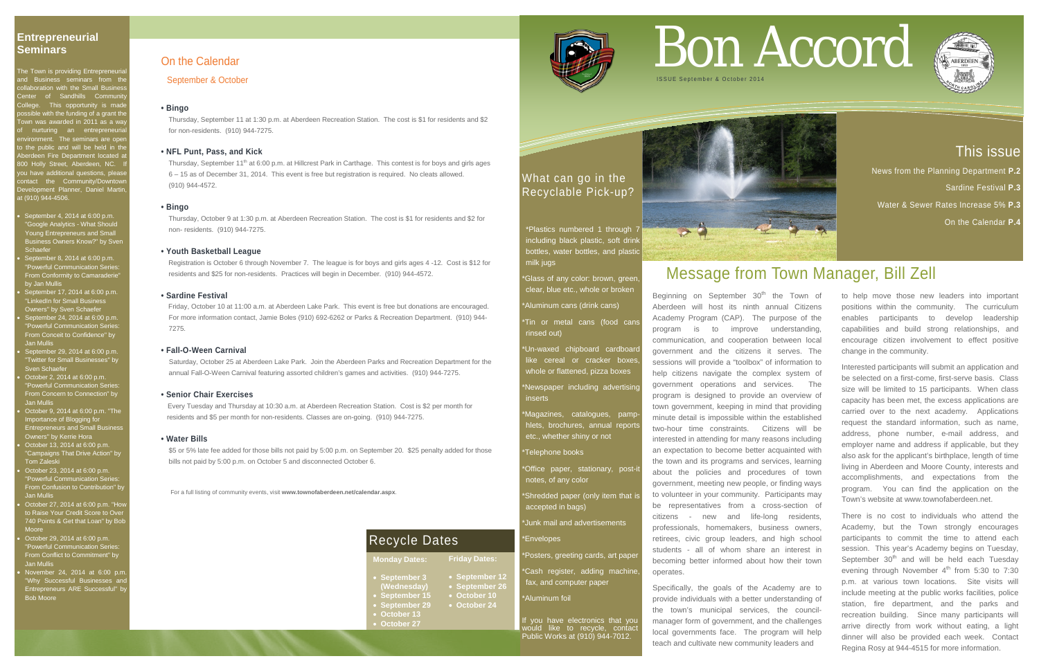# Bon Accord

ISSUE September & October 2014

## This issue

News from the Planning Department **P.2**

Sardine Festival **P.3**

Water & Sewer Rates Increase 5% **P.3**

On the Calendar **P.4**

## Entrepreneurial Seminars

The Town is providing Entrepreneurial and Business seminars from the collaboration with the Small Business Center of Sandhills Community College. This opportunity is made possible with the funding of a grant the Town was awarded in 2011 as a way of nurturing an entrepreneurial environment. The seminars are open to the public and will be held in the Aberdeen Fire Department located at 800 Holly Street, Aberdeen, NC. If you have additional questions, please contact the Community/Downtown Development Planner, Daniel Martin, at (910) 944-4506.

- September 4, 2014 at 6:00 p.m. "Google Analytics - What Should Young Entrepreneurs and Small Business Owners Know?" by Sven Schaefer
- September 8, 2014 at 6:00 p.m. "Powerful Communication Series: From Conformity to Camaraderie" by Jan Mullis
- September 17, 2014 at 6:00 p.m. "LinkedIn for Small Business Owners" by Sven Schaefer
- September 24, 2014 at 6:00 p.m. "Powerful Communication Series: From Conceit to Confidence" by Jan Mullis
- September 29, 2014 at 6:00 p.m. "Twitter for Small Businesses" by Sven Schaefer
- October 2, 2014 at 6:00 p.m. "Powerful Communication Series: From Concern to Connection" by Jan Mullis
- October 9, 2014 at 6:00 p.m. "The Importance of Blogging for Entrepreneurs and Small Business Owners" by Kerrie Hora
- October 13, 2014 at 6:00 p.m. "Campaigns That Drive Action" by Tom Zaleski
- October 23, 2014 at 6:00 p.m. "Powerful Communication Series: From Confusion to Contribution" by Jan Mullis
- October 27, 2014 at 6:00 p.m. "How to Raise Your Credit Score to Over 740 Points & Get that Loan" by Bob Moore
- October 29, 2014 at 6:00 p.m. "Powerful Communication Series: From Conflict to Commitment" by Jan Mullis
- November 24, 2014 at 6:00 p.m. "Why Successful Businesses and Entrepreneurs ARE Successful" by Bob Moore

## On the Calendar

September & October

**• Bingo**

Thursday, September 11 at 1:30 p.m. at Aberdeen Recreation Station. The cost is $1 for residents and $2 for non-residents. (910) 944-7275.

**• NFL Punt, Pass, and Kick**

Thursday, September 11th at 6:00 p.m. at Hillcrest Park in Carthage. This contest is for boys and girls ages 6 – 15 as of December 31, 2014. This event is free but registration is required. No cleats allowed. (910) 944-4572.

**• Bingo**

Thursday, October 9 at 1:30 p.m. at Aberdeen Recreation Station. The cost is $1 for residents and $2 for non- residents. (910) 944-7275.

**• Youth Basketball League**

Registration is October 6 through November 7. The league is for boys and girls ages 4 -12. Cost is $12 for residents and $25 for non-residents. Practices will begin in December. (910) 944-4572.

**• Sardine Festival**

Friday, October 10 at 11:00 a.m. at Aberdeen Lake Park. This event is free but donations are encouraged. For more information contact, Jamie Boles (910) 692-6262 or Parks & Recreation Department. (910) 944-7275.

**• Fall-O-Ween Carnival**

Saturday, October 25 at Aberdeen Lake Park. Join the Aberdeen Parks and Recreation Department for the annual Fall-O-Ween Carnival featuring assorted children's games and activities. (910) 944-7275.

**• Senior Chair Exercises**

Every Tuesday and Thursday at 10:30 a.m. at Aberdeen Recreation Station. Cost is $2 per month for residents and $5 per month for non-residents. Classes are on-going. (910) 944-7275.

**• Water Bills**

$5 or 5% late fee added for those bills not paid by 5:00 p.m. on September 20. $25 penalty added for those bills not paid by 5:00 p.m. on October 5 and disconnected October 6.

For a full listing of community events, visit **www.townofaberdeen.net/calendar.aspx**.

## Recycle Dates

| Monday Dates: | Friday Dates: |
|---|---|
| • September 3 (Wednesday) | • September 12 |
| • September 15 | • September 26 |
| • September 29 | • October 10 |
| • October 13 | • October 24 |
| • October 27 | |

## What can go in the Recyclable Pick-up?

*Plastics numbered 1 through 7 including black plastic, soft drink bottles, water bottles, and plastic milk jugs

*Glass of any color: brown, green, clear, blue etc., whole or broken

*Aluminum cans (drink cans)

*Tin or metal cans (food cans rinsed out)

*Un-waxed chipboard cardboard like cereal or cracker boxes, whole or flattened, pizza boxes

*Newspaper including advertising inserts

*Magazines, catalogues, pamphlets, brochures, annual reports etc., whether shiny or not

*Telephone books

*Office paper, stationary, post-it notes, of any color

*Shredded paper (only item that is accepted in bags)

*Junk mail and advertisements

*Envelopes

*Posters, greeting cards, art paper

*Cash register, adding machine, fax, and computer paper

*Aluminum foil

If you have electronics that you would like to recycle, contact Public Works at (910) 944-7012.

## Message from Town Manager, Bill Zell

Beginning on September 30th the Town of Aberdeen will host its ninth annual Citizens Academy Program (CAP). The purpose of the program is to improve understanding, communication, and cooperation between local government and the citizens it serves. The sessions will provide a "toolbox" of information to help citizens navigate the complex system of government operations and services. The program is designed to provide an overview of town government, keeping in mind that providing minute detail is impossible within the established two-hour time constraints. Citizens will be interested in attending for many reasons including an expectation to become better acquainted with the town and its programs and services, learning about the policies and procedures of town government, meeting new people, or finding ways to volunteer in your community. Participants may be representatives from a cross-section of citizens - new and life-long residents, professionals, homemakers, business owners, retirees, civic group leaders, and high school students - all of whom share an interest in becoming better informed about how their town operates.

Specifically, the goals of the Academy are to provide individuals with a better understanding of the town's municipal services, the council-manager form of government, and the challenges local governments face. The program will help teach and cultivate new community leaders and to help move those new leaders into important positions within the community. The curriculum enables participants to develop leadership capabilities and build strong relationships, and encourage citizen involvement to effect positive change in the community.

Interested participants will submit an application and be selected on a first-come, first-serve basis. Class size will be limited to 15 participants. When class capacity has been met, the excess applications are carried over to the next academy. Applications request the standard information, such as name, address, phone number, e-mail address, and employer name and address if applicable, but they also ask for the applicant's birthplace, length of time living in Aberdeen and Moore County, interests and accomplishments, and expectations from the program. You can find the application on the Town's website at www.townofaberdeen.net.

There is no cost to individuals who attend the Academy, but the Town strongly encourages participants to commit the time to attend each session. This year's Academy begins on Tuesday, September 30th and will be held each Tuesday evening through November 4th from 5:30 to 7:30 p.m. at various town locations. Site visits will include meeting at the public works facilities, police station, fire department, and the parks and recreation building. Since many participants will arrive directly from work without eating, a light dinner will also be provided each week. Contact Regina Rosy at 944-4515 for more information.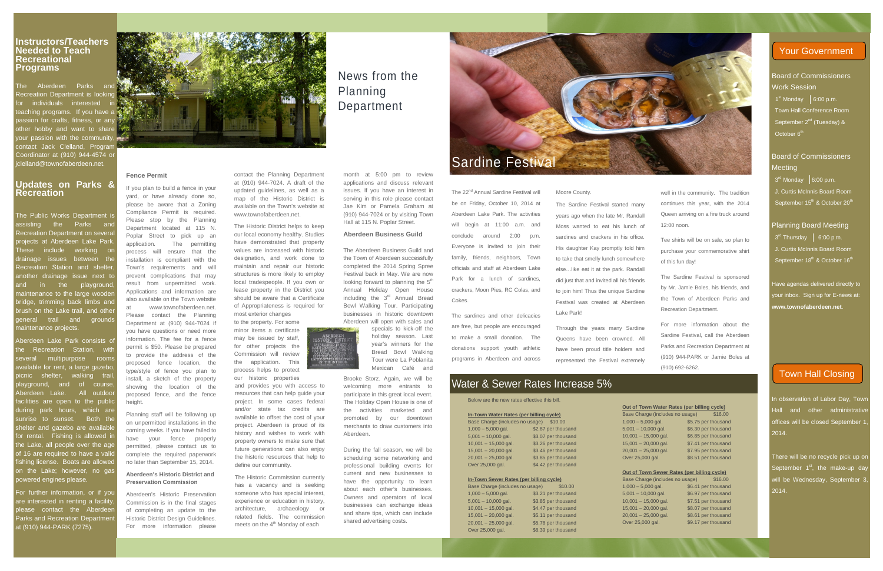## Instructors/Teachers Needed to Teach Recreational Programs

The Aberdeen Parks and Recreation Department is looking for individuals interested in teaching programs. If you have a passion for crafts, fitness, or any other hobby and want to share your passion with the community, contact Jack Clelland, Program Coordinator at (910) 944-4574 or jclelland@townofaberdeen.net.

## Updates on Parks & Recreation

The Public Works Department is assisting the Parks and Recreation Department on several projects at Aberdeen Lake Park. These include working on drainage issues between the Recreation Station and shelter, another drainage issue next to and in the playground, maintenance to the large wooden bridge, trimming back limbs and brush on the Lake trail, and other general trail and grounds maintenance projects.

Aberdeen Lake Park consists of the Recreation Station, with several multipurpose rooms available for rent, a large gazebo, picnic shelter, walking trail, playground, and of course, Aberdeen Lake. All outdoor facilities are open to the public during park hours, which are sunrise to sunset. Both the shelter and gazebo are available for rental. Fishing is allowed in the Lake, all people over the age of 16 are required to have a valid fishing license. Boats are allowed on the Lake; however, no gas powered engines please.

For further information, or if you are interested in renting a facility, please contact the Aberdeen Parks and Recreation Department at (910) 944-PARK (7275).

# News from the Planning Department

### Fence Permit

If you plan to build a fence in your yard, or have already done so, please be aware that a Zoning Compliance Permit is required. Please stop by the Planning Department located at 115 N. Poplar Street to pick up an application. The permitting process will ensure that the installation is compliant with the Town's requirements and will prevent complications that may result from unpermitted work. Applications and information are also available on the Town website at www.townofaberdeen.net. Please contact the Planning Department at (910) 944-7024 if you have questions or need more information. The fee for a fence permit is $50. Please be prepared to provide the address of the proposed fence location, the type/style of fence you plan to install, a sketch of the property showing the location of the proposed fence, and the fence height.

Planning staff will be following up on unpermitted installations in the coming weeks. If you have failed to have your fence properly permitted, please contact us to complete the required paperwork no later than September 15, 2014.

### Aberdeen's Historic District and Preservation Commission

Aberdeen's Historic Preservation Commission is in the final stages of completing an update to the Historic District Design Guidelines. For more information please contact the Planning Department at (910) 944-7024. A draft of the updated guidelines, as well as a map of the Historic District is available on the Town's website at www.townofaberdeen.net.

The Historic District helps to keep our local economy healthy. Studies have demonstrated that property values are increased with historic designation, and work done to maintain and repair our historic structures is more likely to employ local tradespeople. If you own or lease property in the District you should be aware that a Certificate of Appropriateness is required for most exterior changes to the property. For some minor items a certificate may be issued by staff, for other projects the Commission will review the application. This process helps to protect our historic properties and provides you with access to resources that can help guide your project. In some cases federal and/or state tax credits are available to offset the cost of your project. Aberdeen is proud of its history and wishes to work with property owners to make sure that future generations can also enjoy the historic resources that help to define our community.

The Historic Commission currently has a vacancy and is seeking someone who has special interest, experience or education in history, architecture, archaeology or related fields. The commission meets on the 4th Monday of each month at 5:00 pm to review applications and discuss relevant issues. If you have an interest in serving in this role please contact Jae Kim or Pamela Graham at (910) 944-7024 or by visiting Town Hall at 115 N. Poplar Street.

### Aberdeen Business Guild

The Aberdeen Business Guild and the Town of Aberdeen successfully completed the 2014 Spring Spree Festival back in May. We are now looking forward to planning the 5th Annual Holiday Open House including the 3rd Annual Bread Bowl Walking Tour. Participating businesses in historic downtown Aberdeen will open with sales and specials to kick-off the holiday season. Last year's winners for the Bread Bowl Walking Tour were La Poblanita Mexican Café and Brooke Storz. Again, we will be welcoming more entrants to participate in this great local event. The Holiday Open House is one of the activities marketed and promoted by our downtown merchants to draw customers into Aberdeen.

During the fall season, we will be scheduling some networking and professional building events for current and new businesses to have the opportunity to learn about each other's businesses. Owners and operators of local businesses can exchange ideas and share tips, which can include shared advertising costs.

# Sardine Festival

The 22nd Annual Sardine Festival will be on Friday, October 10, 2014 at Aberdeen Lake Park. The activities will begin at 11:00 a.m. and conclude around 2:00 p.m. Everyone is invited to join their family, friends, neighbors, Town officials and staff at Aberdeen Lake Park for a lunch of sardines, crackers, Moon Pies, RC Colas, and Cokes.

The sardines and other delicacies are free, but people are encouraged to make a small donation. The donations support youth athletic programs in Aberdeen and across Moore County.

The Sardine Festival started many years ago when the late Mr. Randall Moss wanted to eat his lunch of sardines and crackers in his office. His daughter Kay promptly told him to take that smelly lunch somewhere else…like eat it at the park. Randall did just that and invited all his friends to join him! Thus the unique Sardine Festival was created at Aberdeen Lake Park!

Through the years many Sardine Queens have been crowned. All have been proud title holders and represented the Festival extremely well in the community. The tradition continues this year, with the 2014 Queen arriving on a fire truck around 12:00 noon.

Tee shirts will be on sale, so plan to purchase your commemorative shirt of this fun day!

The Sardine Festival is sponsored by Mr. Jamie Boles, his friends, and the Town of Aberdeen Parks and Recreation Department.

For more information about the Sardine Festival, call the Aberdeen Parks and Recreation Department at (910) 944-PARK or Jamie Boles at (910) 692-6262.

# Water & Sewer Rates Increase 5%

Below are the new rates effective this bill.

**In-Town Water Rates (per billing cycle)**

| | |
|---|---|
| Base Charge (includes no usage) | $10.00 |
| 1,000 – 5,000 gal. | $2.87 per thousand |
| 5,001 – 10,000 gal. | $3.07 per thousand |
| 10,001 – 15,000 gal. | $3.26 per thousand |
| 15,001 – 20,000 gal. | $3.46 per thousand |
| 20,001 – 25,000 gal. | $3.85 per thousand |
| Over 25,000 gal. | $4.42 per thousand |

**In-Town Sewer Rates (per billing cycle)**

| | |
|---|---|
| Base Charge (includes no usage) | $10.00 |
| 1,000 – 5,000 gal. | $3.21 per thousand |
| 5,001 – 10,000 gal. | $3.85 per thousand |
| 10,001 – 15,000 gal. | $4.47 per thousand |
| 15,001 – 20,000 gal. | $5.11 per thousand |
| 20,001 – 25,000 gal. | $5.76 per thousand |
| Over 25,000 gal. | $6.39 per thousand |

**Out of Town Water Rates (per billing cycle)**

| | |
|---|---|
| Base Charge (includes no usage) | $16.00 |
| 1,000 – 5,000 gal. | $5.75 per thousand |
| 5,001 – 10,000 gal. | $6.30 per thousand |
| 10,001 – 15,000 gal. | $6.85 per thousand |
| 15,001 – 20,000 gal. | $7.41 per thousand |
| 20,001 – 25,000 gal. | $7.95 per thousand |
| Over 25,000 gal. | $8.51 per thousand |

**Out of Town Sewer Rates (per billing cycle)**

| | |
|---|---|
| Base Charge (includes no usage) | $16.00 |
| 1,000 – 5,000 gal. | $6.41 per thousand |
| 5,001 – 10,000 gal. | $6.97 per thousand |
| 10,001 – 15,000 gal. | $7.51 per thousand |
| 15,001 – 20,000 gal. | $8.07 per thousand |
| 20,001 – 25,000 gal. | $8.61 per thousand |
| Over 25,000 gal. | $9.17 per thousand |

## Your Government

**Board of Commissioners Work Session**
1st Monday | 6:00 p.m.
Town Hall Conference Room
September 2nd (Tuesday) & October 6th

**Board of Commissioners Meeting**
3rd Monday | 6:00 p.m.
J. Curtis McInnis Board Room
September 15th & October 20th

**Planning Board Meeting**
3rd Thursday | 6:00 p.m.
J. Curtis McInnis Board Room
September 18th & October 16th

Have agendas delivered directly to your inbox. Sign up for E-news at: **www.townofaberdeen.net**.

## Town Hall Closing

In observation of Labor Day, Town Hall and other administrative offices will be closed September 1, 2014.

There will be no recycle pick up on September 1st, the make-up day will be Wednesday, September 3, 2014.